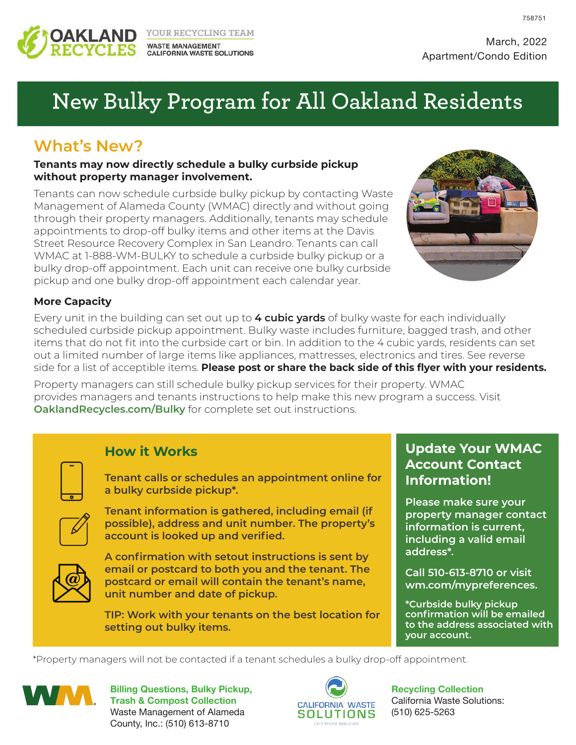OAKLAND RECYCLES — YOUR RECYCLING TEAM: WASTE MANAGEMENT, CALIFORNIA WASTE SOLUTIONS

758751

March, 2022
Apartment/Condo Edition

# New Bulky Program for All Oakland Residents

## What's New?

**Tenants may now directly schedule a bulky curbside pickup without property manager involvement.**

Tenants can now schedule curbside bulky pickup by contacting Waste Management of Alameda County (WMAC) directly and without going through their property managers. Additionally, tenants may schedule appointments to drop-off bulky items and other items at the Davis Street Resource Recovery Complex in San Leandro. Tenants can call WMAC at 1-888-WM-BULKY to schedule a curbside bulky pickup or a bulky drop-off appointment. Each unit can receive one bulky curbside pickup and one bulky drop-off appointment each calendar year.

**More Capacity**

Every unit in the building can set out up to **4 cubic yards** of bulky waste for each individually scheduled curbside pickup appointment. Bulky waste includes furniture, bagged trash, and other items that do not fit into the curbside cart or bin. In addition to the 4 cubic yards, residents can set out a limited number of large items like appliances, mattresses, electronics and tires. See reverse side for a list of acceptible items. **Please post or share the back side of this flyer with your residents.**

Property managers can still schedule bulky pickup services for their property. WMAC provides managers and tenants instructions to help make this new program a success. Visit **OaklandRecycles.com/Bulky** for complete set out instructions.

## How it Works

**Tenant calls or schedules an appointment online for a bulky curbside pickup*.**

**Tenant information is gathered, including email (if possible), address and unit number. The property's account is looked up and verified.**

**A confirmation with setout instructions is sent by email or postcard to both you and the tenant. The postcard or email will contain the tenant's name, unit number and date of pickup.**

**TIP: Work with your tenants on the best location for setting out bulky items.**

## Update Your WMAC Account Contact Information!

**Please make sure your property manager contact information is current, including a valid email address*.**

**Call 510-613-8710 or visit wm.com/mypreferences.**

***Curbside bulky pickup confirmation will be emailed to the address associated with your account.**

*Property managers will not be contacted if a tenant schedules a bulky drop-off appointment.

**Billing Questions, Bulky Pickup, Trash & Compost Collection**
Waste Management of Alameda County, Inc.: (510) 613-8710

**Recycling Collection**
California Waste Solutions: (510) 625-5263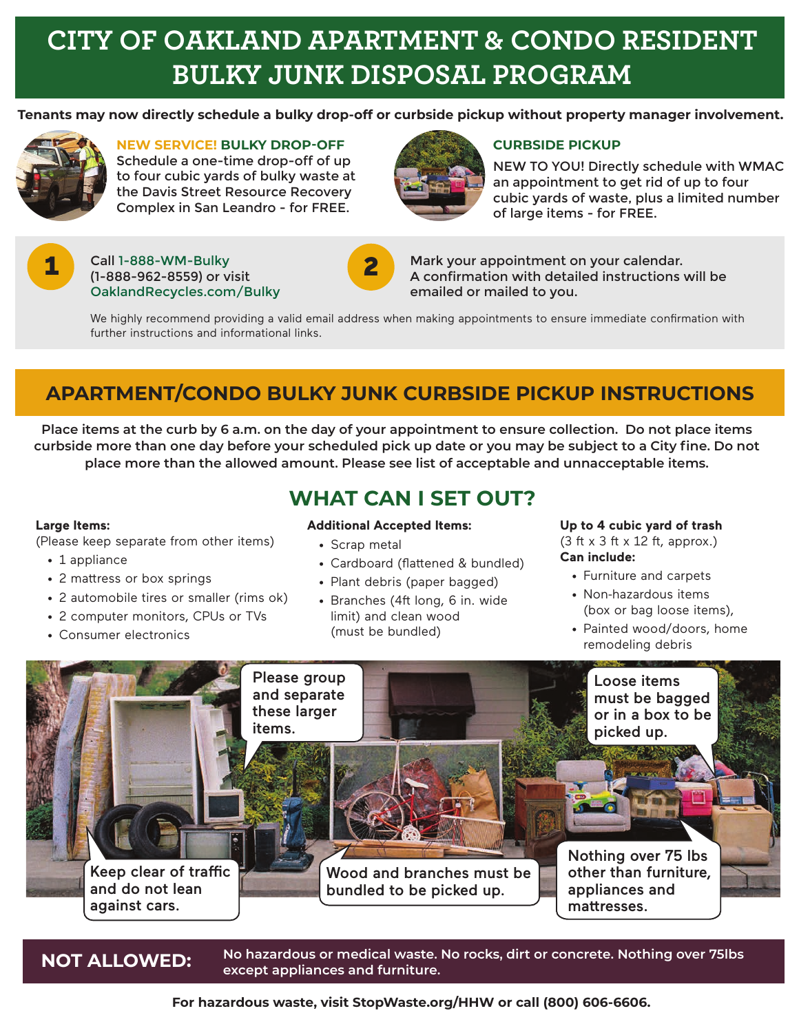# CITY OF OAKLAND APARTMENT & CONDO RESIDENT BULKY JUNK DISPOSAL PROGRAM

**Tenants may now directly schedule a bulky drop-off or curbside pickup without property manager involvement.**

### NEW SERVICE! BULKY DROP-OFF

Schedule a one-time drop-off of up to four cubic yards of bulky waste at the Davis Street Resource Recovery Complex in San Leandro - for FREE.

### CURBSIDE PICKUP

NEW TO YOU! Directly schedule with WMAC an appointment to get rid of up to four cubic yards of waste, plus a limited number of large items - for FREE.

**1** Call 1-888-WM-Bulky (1-888-962-8559) or visit OaklandRecycles.com/Bulky

**2** Mark your appointment on your calendar. A confirmation with detailed instructions will be emailed or mailed to you.

We highly recommend providing a valid email address when making appointments to ensure immediate confirmation with further instructions and informational links.

## APARTMENT/CONDO BULKY JUNK CURBSIDE PICKUP INSTRUCTIONS

**Place items at the curb by 6 a.m. on the day of your appointment to ensure collection. Do not place items curbside more than one day before your scheduled pick up date or you may be subject to a City fine. Do not place more than the allowed amount. Please see list of acceptable and unacceptable items.**

## WHAT CAN I SET OUT?

**Large Items:**
(Please keep separate from other items)

- 1 appliance
- 2 mattress or box springs
- 2 automobile tires or smaller (rims ok)
- 2 computer monitors, CPUs or TVs
- Consumer electronics

**Additional Accepted Items:**

- Scrap metal
- Cardboard (flattened & bundled)
- Plant debris (paper bagged)
- Branches (4ft long, 6 in. wide limit) and clean wood (must be bundled)

**Up to 4 cubic yard of trash**
(3 ft x 3 ft x 12 ft, approx.)
**Can include:**

- Furniture and carpets
- Non-hazardous items (box or bag loose items),
- Painted wood/doors, home remodeling debris

Please group and separate these larger items.

Loose items must be bagged or in a box to be picked up.

Keep clear of traffic and do not lean against cars.

Wood and branches must be bundled to be picked up.

Nothing over 75 lbs other than furniture, appliances and mattresses.

**NOT ALLOWED:** No hazardous or medical waste. No rocks, dirt or concrete. Nothing over 75lbs except appliances and furniture.

**For hazardous waste, visit StopWaste.org/HHW or call (800) 606-6606.**